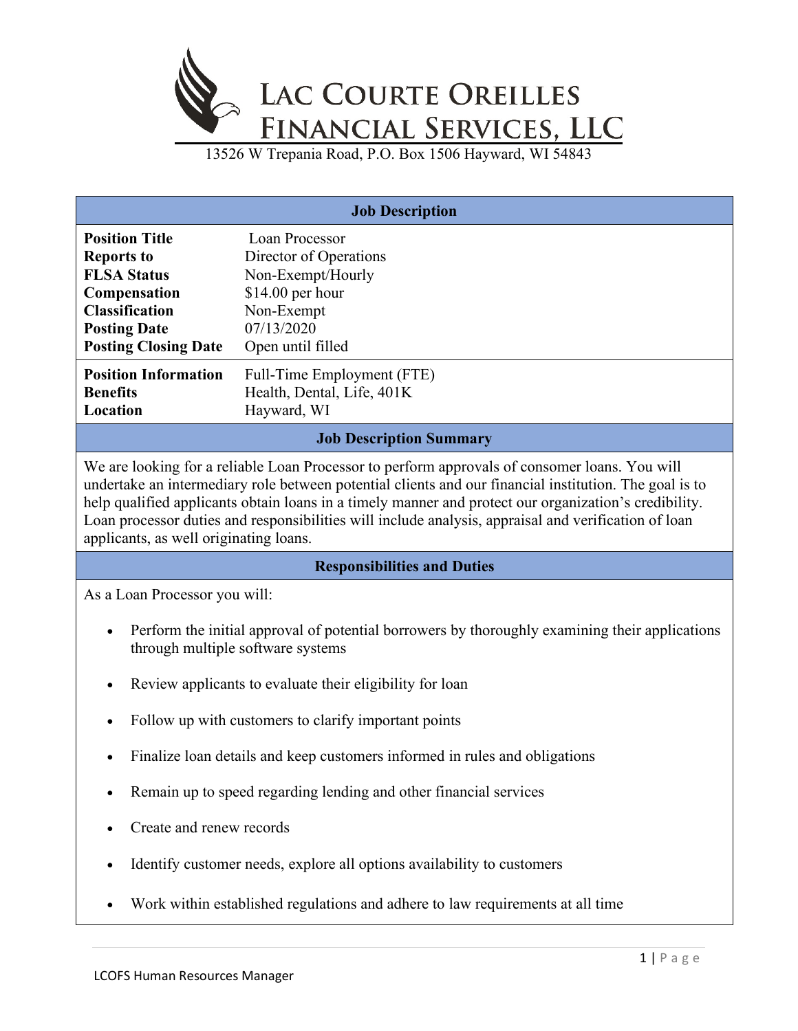# LAC COURTE OREILLES FINANCIAL SERVICES, LLC

13526 W Trepania Road, P.O. Box 1506 Hayward, WI 54843

## Job Description

| | |
|---|---|
| **Position Title** | Loan Processor |
| **Reports to** | Director of Operations |
| **FLSA Status** | Non-Exempt/Hourly |
| **Compensation** | $14.00 per hour |
| **Classification** | Non-Exempt |
| **Posting Date** | 07/13/2020 |
| **Posting Closing Date** | Open until filled |
| **Position Information** | Full-Time Employment (FTE) |
| **Benefits** | Health, Dental, Life, 401K |
| **Location** | Hayward, WI |

## Job Description Summary

We are looking for a reliable Loan Processor to perform approvals of consomer loans. You will undertake an intermediary role between potential clients and our financial institution. The goal is to help qualified applicants obtain loans in a timely manner and protect our organization's credibility. Loan processor duties and responsibilities will include analysis, appraisal and verification of loan applicants, as well originating loans.

## Responsibilities and Duties

As a Loan Processor you will:

- Perform the initial approval of potential borrowers by thoroughly examining their applications through multiple software systems
- Review applicants to evaluate their eligibility for loan
- Follow up with customers to clarify important points
- Finalize loan details and keep customers informed in rules and obligations
- Remain up to speed regarding lending and other financial services
- Create and renew records
- Identify customer needs, explore all options availability to customers
- Work within established regulations and adhere to law requirements at all time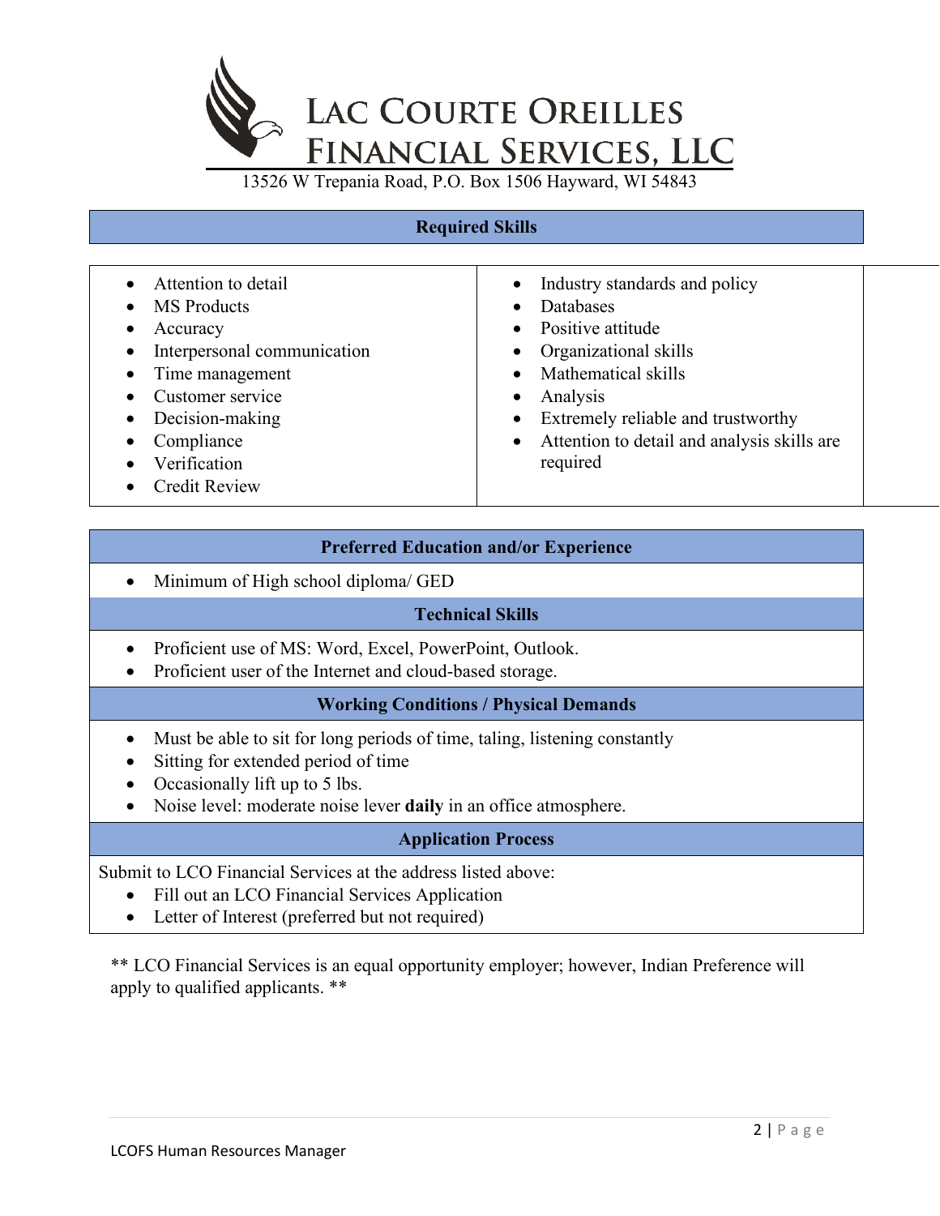# Lac Courte Oreilles Financial Services, LLC

13526 W Trepania Road, P.O. Box 1506 Hayward, WI 54843

## Required Skills

| | |
|---|---|
| • Attention to detail<br>• MS Products<br>• Accuracy<br>• Interpersonal communication<br>• Time management<br>• Customer service<br>• Decision-making<br>• Compliance<br>• Verification<br>• Credit Review | • Industry standards and policy<br>• Databases<br>• Positive attitude<br>• Organizational skills<br>• Mathematical skills<br>• Analysis<br>• Extremely reliable and trustworthy<br>• Attention to detail and analysis skills are required |

## Preferred Education and/or Experience

- Minimum of High school diploma/ GED

## Technical Skills

- Proficient use of MS: Word, Excel, PowerPoint, Outlook.
- Proficient user of the Internet and cloud-based storage.

## Working Conditions / Physical Demands

- Must be able to sit for long periods of time, taling, listening constantly
- Sitting for extended period of time
- Occasionally lift up to 5 lbs.
- Noise level: moderate noise lever **daily** in an office atmosphere.

## Application Process

Submit to LCO Financial Services at the address listed above:

- Fill out an LCO Financial Services Application
- Letter of Interest (preferred but not required)

** LCO Financial Services is an equal opportunity employer; however, Indian Preference will apply to qualified applicants. **